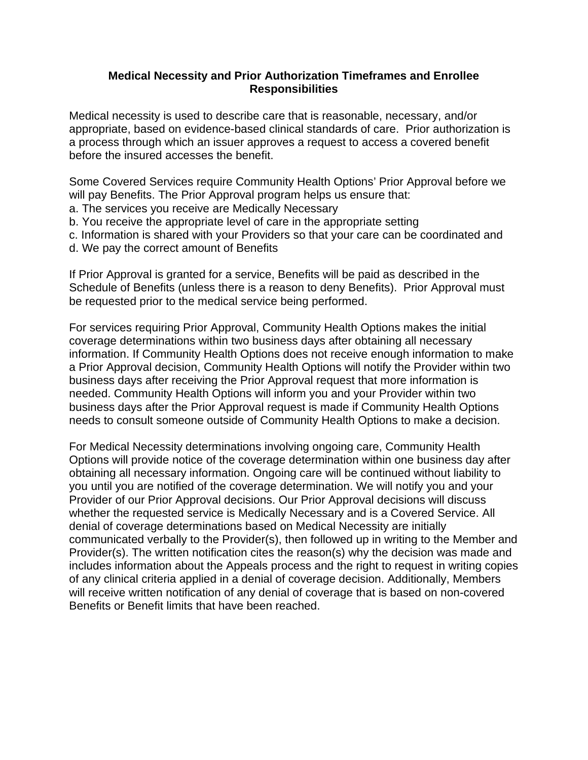# Medical Necessity and Prior Authorization Timeframes and Enrollee Responsibilities

Medical necessity is used to describe care that is reasonable, necessary, and/or appropriate, based on evidence-based clinical standards of care. Prior authorization is a process through which an issuer approves a request to access a covered benefit before the insured accesses the benefit.

Some Covered Services require Community Health Options' Prior Approval before we will pay Benefits. The Prior Approval program helps us ensure that:

a. The services you receive are Medically Necessary
b. You receive the appropriate level of care in the appropriate setting
c. Information is shared with your Providers so that your care can be coordinated and
d. We pay the correct amount of Benefits

If Prior Approval is granted for a service, Benefits will be paid as described in the Schedule of Benefits (unless there is a reason to deny Benefits). Prior Approval must be requested prior to the medical service being performed.

For services requiring Prior Approval, Community Health Options makes the initial coverage determinations within two business days after obtaining all necessary information. If Community Health Options does not receive enough information to make a Prior Approval decision, Community Health Options will notify the Provider within two business days after receiving the Prior Approval request that more information is needed. Community Health Options will inform you and your Provider within two business days after the Prior Approval request is made if Community Health Options needs to consult someone outside of Community Health Options to make a decision.

For Medical Necessity determinations involving ongoing care, Community Health Options will provide notice of the coverage determination within one business day after obtaining all necessary information. Ongoing care will be continued without liability to you until you are notified of the coverage determination. We will notify you and your Provider of our Prior Approval decisions. Our Prior Approval decisions will discuss whether the requested service is Medically Necessary and is a Covered Service. All denial of coverage determinations based on Medical Necessity are initially communicated verbally to the Provider(s), then followed up in writing to the Member and Provider(s). The written notification cites the reason(s) why the decision was made and includes information about the Appeals process and the right to request in writing copies of any clinical criteria applied in a denial of coverage decision. Additionally, Members will receive written notification of any denial of coverage that is based on non-covered Benefits or Benefit limits that have been reached.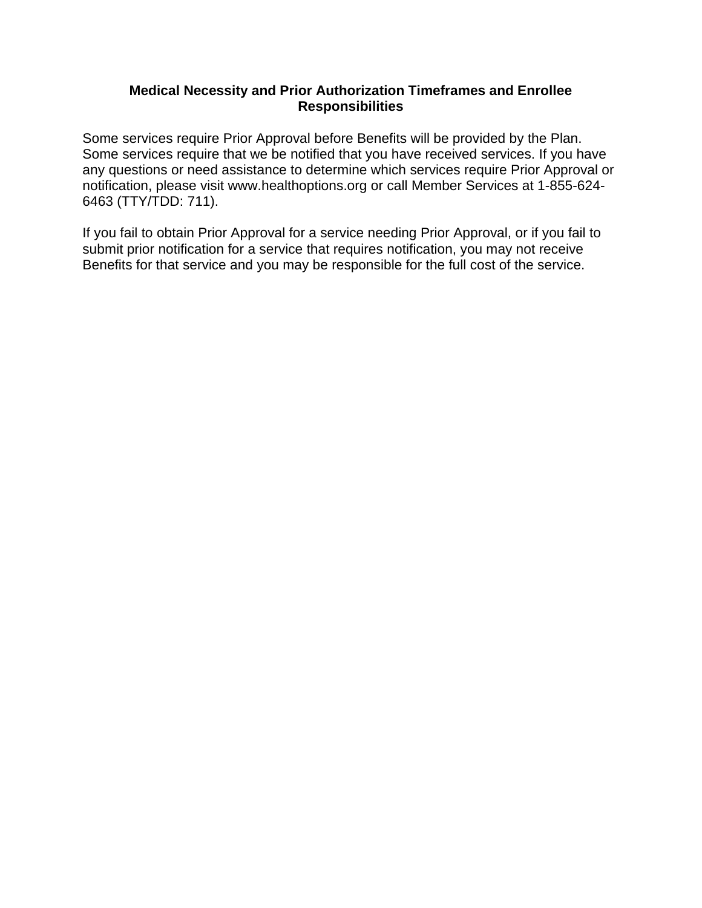## Medical Necessity and Prior Authorization Timeframes and Enrollee Responsibilities

Some services require Prior Approval before Benefits will be provided by the Plan. Some services require that we be notified that you have received services. If you have any questions or need assistance to determine which services require Prior Approval or notification, please visit www.healthoptions.org or call Member Services at 1-855-624-6463 (TTY/TDD: 711).

If you fail to obtain Prior Approval for a service needing Prior Approval, or if you fail to submit prior notification for a service that requires notification, you may not receive Benefits for that service and you may be responsible for the full cost of the service.